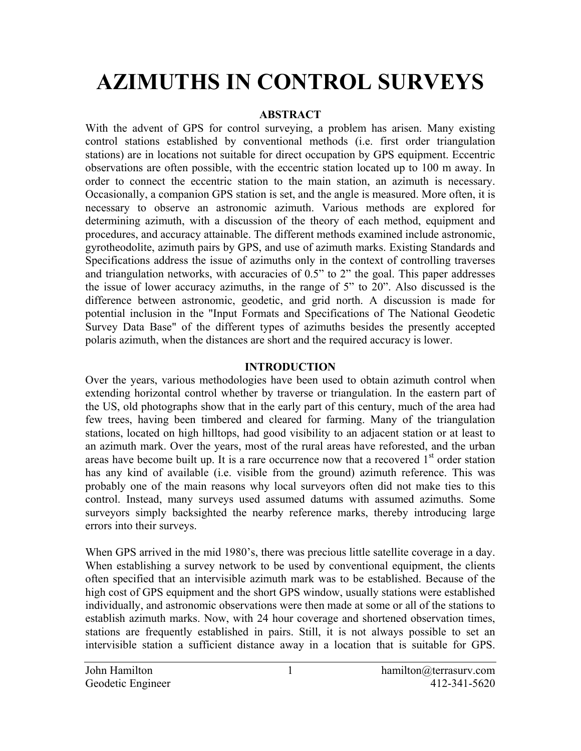# AZIMUTHS IN CONTROL SURVEYS

## ABSTRACT

With the advent of GPS for control surveying, a problem has arisen. Many existing control stations established by conventional methods (i.e. first order triangulation stations) are in locations not suitable for direct occupation by GPS equipment. Eccentric observations are often possible, with the eccentric station located up to 100 m away. In order to connect the eccentric station to the main station, an azimuth is necessary. Occasionally, a companion GPS station is set, and the angle is measured. More often, it is necessary to observe an astronomic azimuth. Various methods are explored for determining azimuth, with a discussion of the theory of each method, equipment and procedures, and accuracy attainable. The different methods examined include astronomic, gyrotheodolite, azimuth pairs by GPS, and use of azimuth marks. Existing Standards and Specifications address the issue of azimuths only in the context of controlling traverses and triangulation networks, with accuracies of 0.5" to 2" the goal. This paper addresses the issue of lower accuracy azimuths, in the range of 5" to 20". Also discussed is the difference between astronomic, geodetic, and grid north. A discussion is made for potential inclusion in the "Input Formats and Specifications of The National Geodetic Survey Data Base" of the different types of azimuths besides the presently accepted polaris azimuth, when the distances are short and the required accuracy is lower.

## INTRODUCTION

Over the years, various methodologies have been used to obtain azimuth control when extending horizontal control whether by traverse or triangulation. In the eastern part of the US, old photographs show that in the early part of this century, much of the area had few trees, having been timbered and cleared for farming. Many of the triangulation stations, located on high hilltops, had good visibility to an adjacent station or at least to an azimuth mark. Over the years, most of the rural areas have reforested, and the urban areas have become built up. It is a rare occurrence now that a recovered 1st order station has any kind of available (i.e. visible from the ground) azimuth reference. This was probably one of the main reasons why local surveyors often did not make ties to this control. Instead, many surveys used assumed datums with assumed azimuths. Some surveyors simply backsighted the nearby reference marks, thereby introducing large errors into their surveys.

When GPS arrived in the mid 1980's, there was precious little satellite coverage in a day. When establishing a survey network to be used by conventional equipment, the clients often specified that an intervisible azimuth mark was to be established. Because of the high cost of GPS equipment and the short GPS window, usually stations were established individually, and astronomic observations were then made at some or all of the stations to establish azimuth marks. Now, with 24 hour coverage and shortened observation times, stations are frequently established in pairs. Still, it is not always possible to set an intervisible station a sufficient distance away in a location that is suitable for GPS.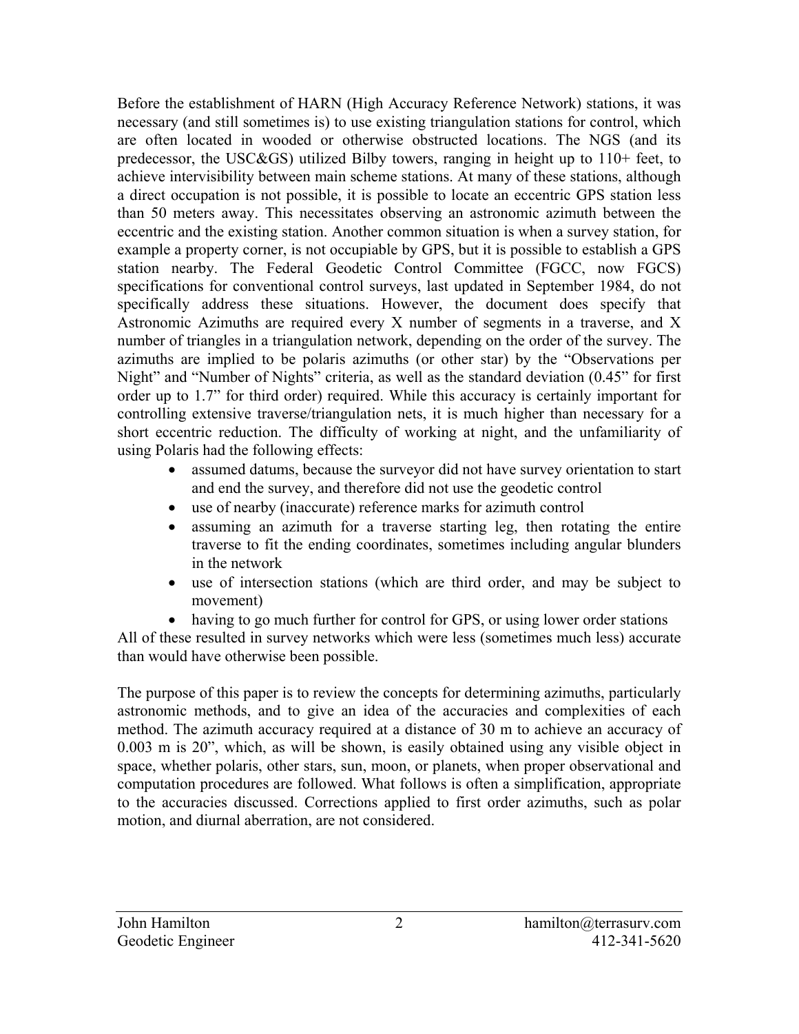Before the establishment of HARN (High Accuracy Reference Network) stations, it was necessary (and still sometimes is) to use existing triangulation stations for control, which are often located in wooded or otherwise obstructed locations. The NGS (and its predecessor, the USC&GS) utilized Bilby towers, ranging in height up to 110+ feet, to achieve intervisibility between main scheme stations. At many of these stations, although a direct occupation is not possible, it is possible to locate an eccentric GPS station less than 50 meters away. This necessitates observing an astronomic azimuth between the eccentric and the existing station. Another common situation is when a survey station, for example a property corner, is not occupiable by GPS, but it is possible to establish a GPS station nearby. The Federal Geodetic Control Committee (FGCC, now FGCS) specifications for conventional control surveys, last updated in September 1984, do not specifically address these situations. However, the document does specify that Astronomic Azimuths are required every X number of segments in a traverse, and X number of triangles in a triangulation network, depending on the order of the survey. The azimuths are implied to be polaris azimuths (or other star) by the "Observations per Night" and "Number of Nights" criteria, as well as the standard deviation (0.45" for first order up to 1.7" for third order) required. While this accuracy is certainly important for controlling extensive traverse/triangulation nets, it is much higher than necessary for a short eccentric reduction. The difficulty of working at night, and the unfamiliarity of using Polaris had the following effects:

- assumed datums, because the surveyor did not have survey orientation to start and end the survey, and therefore did not use the geodetic control
- use of nearby (inaccurate) reference marks for azimuth control
- assuming an azimuth for a traverse starting leg, then rotating the entire traverse to fit the ending coordinates, sometimes including angular blunders in the network
- use of intersection stations (which are third order, and may be subject to movement)
- having to go much further for control for GPS, or using lower order stations

All of these resulted in survey networks which were less (sometimes much less) accurate than would have otherwise been possible.

The purpose of this paper is to review the concepts for determining azimuths, particularly astronomic methods, and to give an idea of the accuracies and complexities of each method. The azimuth accuracy required at a distance of 30 m to achieve an accuracy of 0.003 m is 20", which, as will be shown, is easily obtained using any visible object in space, whether polaris, other stars, sun, moon, or planets, when proper observational and computation procedures are followed. What follows is often a simplification, appropriate to the accuracies discussed. Corrections applied to first order azimuths, such as polar motion, and diurnal aberration, are not considered.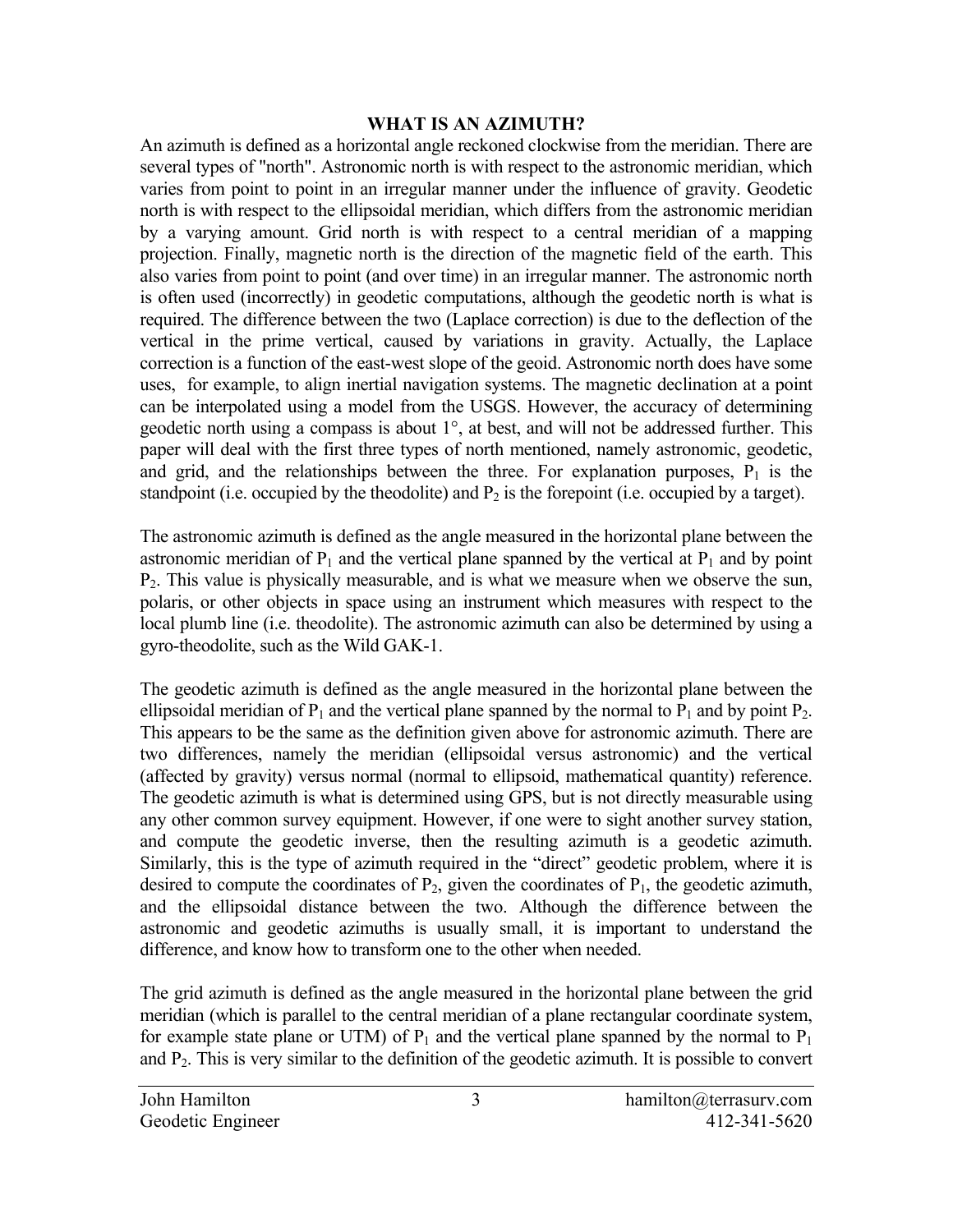## WHAT IS AN AZIMUTH?

An azimuth is defined as a horizontal angle reckoned clockwise from the meridian. There are several types of "north". Astronomic north is with respect to the astronomic meridian, which varies from point to point in an irregular manner under the influence of gravity. Geodetic north is with respect to the ellipsoidal meridian, which differs from the astronomic meridian by a varying amount. Grid north is with respect to a central meridian of a mapping projection. Finally, magnetic north is the direction of the magnetic field of the earth. This also varies from point to point (and over time) in an irregular manner. The astronomic north is often used (incorrectly) in geodetic computations, although the geodetic north is what is required. The difference between the two (Laplace correction) is due to the deflection of the vertical in the prime vertical, caused by variations in gravity. Actually, the Laplace correction is a function of the east-west slope of the geoid. Astronomic north does have some uses, for example, to align inertial navigation systems. The magnetic declination at a point can be interpolated using a model from the USGS. However, the accuracy of determining geodetic north using a compass is about 1°, at best, and will not be addressed further. This paper will deal with the first three types of north mentioned, namely astronomic, geodetic, and grid, and the relationships between the three. For explanation purposes, $P_1$ is the standpoint (i.e. occupied by the theodolite) and $P_2$ is the forepoint (i.e. occupied by a target).

The astronomic azimuth is defined as the angle measured in the horizontal plane between the astronomic meridian of $P_1$ and the vertical plane spanned by the vertical at $P_1$ and by point $P_2$. This value is physically measurable, and is what we measure when we observe the sun, polaris, or other objects in space using an instrument which measures with respect to the local plumb line (i.e. theodolite). The astronomic azimuth can also be determined by using a gyro-theodolite, such as the Wild GAK-1.

The geodetic azimuth is defined as the angle measured in the horizontal plane between the ellipsoidal meridian of $P_1$ and the vertical plane spanned by the normal to $P_1$ and by point $P_2$. This appears to be the same as the definition given above for astronomic azimuth. There are two differences, namely the meridian (ellipsoidal versus astronomic) and the vertical (affected by gravity) versus normal (normal to ellipsoid, mathematical quantity) reference. The geodetic azimuth is what is determined using GPS, but is not directly measurable using any other common survey equipment. However, if one were to sight another survey station, and compute the geodetic inverse, then the resulting azimuth is a geodetic azimuth. Similarly, this is the type of azimuth required in the "direct" geodetic problem, where it is desired to compute the coordinates of $P_2$, given the coordinates of $P_1$, the geodetic azimuth, and the ellipsoidal distance between the two. Although the difference between the astronomic and geodetic azimuths is usually small, it is important to understand the difference, and know how to transform one to the other when needed.

The grid azimuth is defined as the angle measured in the horizontal plane between the grid meridian (which is parallel to the central meridian of a plane rectangular coordinate system, for example state plane or UTM) of $P_1$ and the vertical plane spanned by the normal to $P_1$ and $P_2$. This is very similar to the definition of the geodetic azimuth. It is possible to convert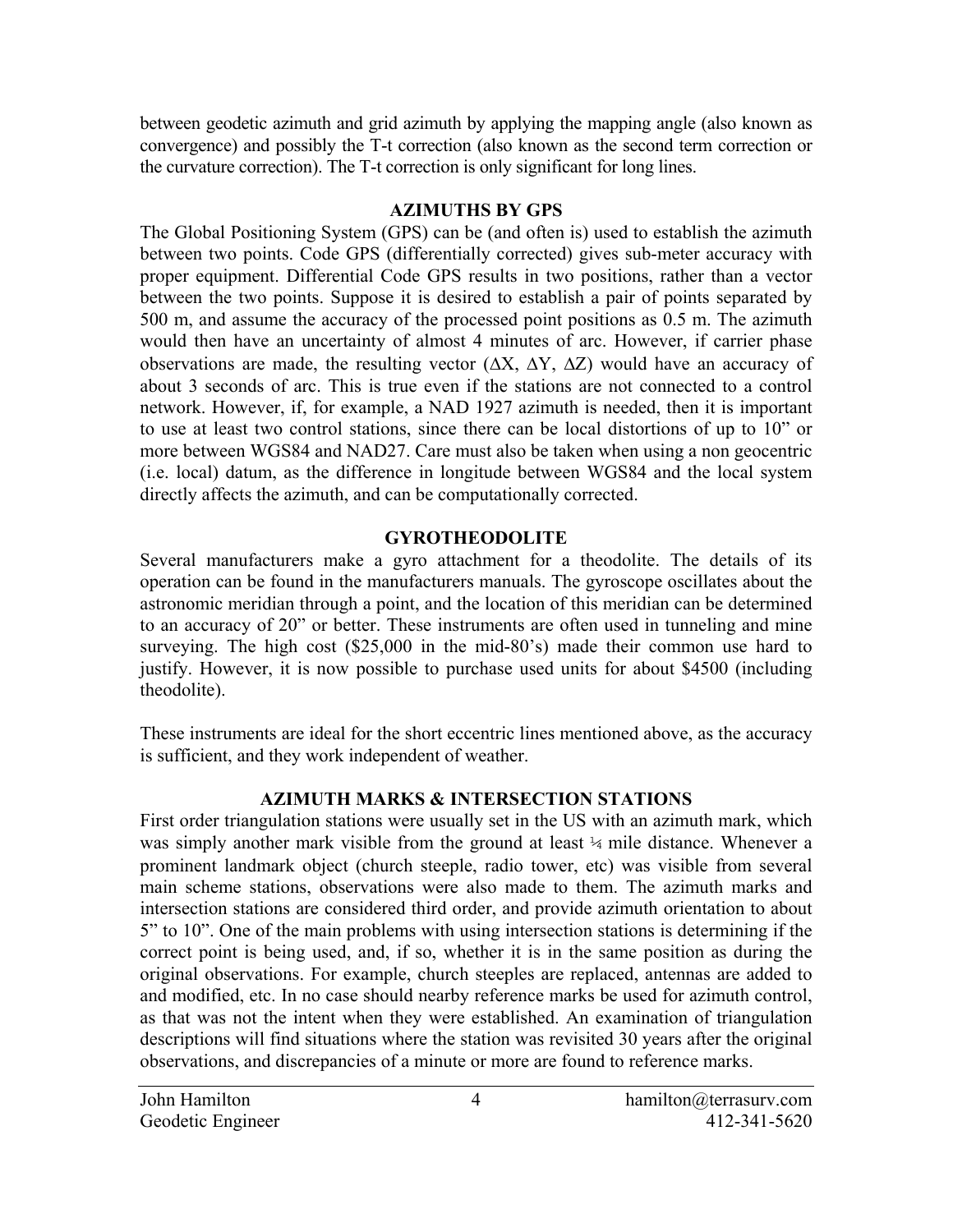between geodetic azimuth and grid azimuth by applying the mapping angle (also known as convergence) and possibly the T-t correction (also known as the second term correction or the curvature correction). The T-t correction is only significant for long lines.

## AZIMUTHS BY GPS

The Global Positioning System (GPS) can be (and often is) used to establish the azimuth between two points. Code GPS (differentially corrected) gives sub-meter accuracy with proper equipment. Differential Code GPS results in two positions, rather than a vector between the two points. Suppose it is desired to establish a pair of points separated by 500 m, and assume the accuracy of the processed point positions as 0.5 m. The azimuth would then have an uncertainty of almost 4 minutes of arc. However, if carrier phase observations are made, the resulting vector ($\Delta X$, $\Delta Y$, $\Delta Z$) would have an accuracy of about 3 seconds of arc. This is true even if the stations are not connected to a control network. However, if, for example, a NAD 1927 azimuth is needed, then it is important to use at least two control stations, since there can be local distortions of up to 10" or more between WGS84 and NAD27. Care must also be taken when using a non geocentric (i.e. local) datum, as the difference in longitude between WGS84 and the local system directly affects the azimuth, and can be computationally corrected.

## GYROTHEODOLITE

Several manufacturers make a gyro attachment for a theodolite. The details of its operation can be found in the manufacturers manuals. The gyroscope oscillates about the astronomic meridian through a point, and the location of this meridian can be determined to an accuracy of 20" or better. These instruments are often used in tunneling and mine surveying. The high cost ($25,000 in the mid-80's) made their common use hard to justify. However, it is now possible to purchase used units for about $4500 (including theodolite).

These instruments are ideal for the short eccentric lines mentioned above, as the accuracy is sufficient, and they work independent of weather.

## AZIMUTH MARKS & INTERSECTION STATIONS

First order triangulation stations were usually set in the US with an azimuth mark, which was simply another mark visible from the ground at least ¼ mile distance. Whenever a prominent landmark object (church steeple, radio tower, etc) was visible from several main scheme stations, observations were also made to them. The azimuth marks and intersection stations are considered third order, and provide azimuth orientation to about 5" to 10". One of the main problems with using intersection stations is determining if the correct point is being used, and, if so, whether it is in the same position as during the original observations. For example, church steeples are replaced, antennas are added to and modified, etc. In no case should nearby reference marks be used for azimuth control, as that was not the intent when they were established. An examination of triangulation descriptions will find situations where the station was revisited 30 years after the original observations, and discrepancies of a minute or more are found to reference marks.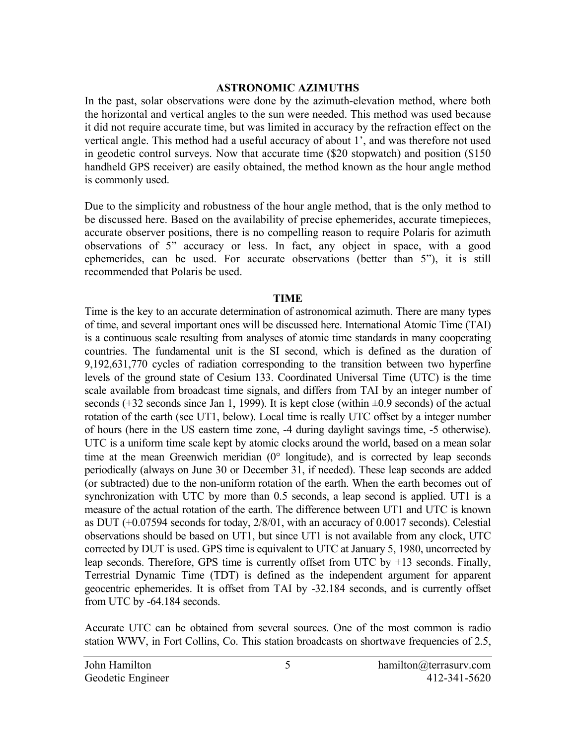## ASTRONOMIC AZIMUTHS

In the past, solar observations were done by the azimuth-elevation method, where both the horizontal and vertical angles to the sun were needed. This method was used because it did not require accurate time, but was limited in accuracy by the refraction effect on the vertical angle. This method had a useful accuracy of about 1', and was therefore not used in geodetic control surveys. Now that accurate time ($20 stopwatch) and position ($150 handheld GPS receiver) are easily obtained, the method known as the hour angle method is commonly used.

Due to the simplicity and robustness of the hour angle method, that is the only method to be discussed here. Based on the availability of precise ephemerides, accurate timepieces, accurate observer positions, there is no compelling reason to require Polaris for azimuth observations of 5" accuracy or less. In fact, any object in space, with a good ephemerides, can be used. For accurate observations (better than 5"), it is still recommended that Polaris be used.

## TIME

Time is the key to an accurate determination of astronomical azimuth. There are many types of time, and several important ones will be discussed here. International Atomic Time (TAI) is a continuous scale resulting from analyses of atomic time standards in many cooperating countries. The fundamental unit is the SI second, which is defined as the duration of 9,192,631,770 cycles of radiation corresponding to the transition between two hyperfine levels of the ground state of Cesium 133. Coordinated Universal Time (UTC) is the time scale available from broadcast time signals, and differs from TAI by an integer number of seconds (+32 seconds since Jan 1, 1999). It is kept close (within ±0.9 seconds) of the actual rotation of the earth (see UT1, below). Local time is really UTC offset by a integer number of hours (here in the US eastern time zone, -4 during daylight savings time, -5 otherwise). UTC is a uniform time scale kept by atomic clocks around the world, based on a mean solar time at the mean Greenwich meridian (0° longitude), and is corrected by leap seconds periodically (always on June 30 or December 31, if needed). These leap seconds are added (or subtracted) due to the non-uniform rotation of the earth. When the earth becomes out of synchronization with UTC by more than 0.5 seconds, a leap second is applied. UT1 is a measure of the actual rotation of the earth. The difference between UT1 and UTC is known as DUT (+0.07594 seconds for today, 2/8/01, with an accuracy of 0.0017 seconds). Celestial observations should be based on UT1, but since UT1 is not available from any clock, UTC corrected by DUT is used. GPS time is equivalent to UTC at January 5, 1980, uncorrected by leap seconds. Therefore, GPS time is currently offset from UTC by +13 seconds. Finally, Terrestrial Dynamic Time (TDT) is defined as the independent argument for apparent geocentric ephemerides. It is offset from TAI by -32.184 seconds, and is currently offset from UTC by -64.184 seconds.

Accurate UTC can be obtained from several sources. One of the most common is radio station WWV, in Fort Collins, Co. This station broadcasts on shortwave frequencies of 2.5,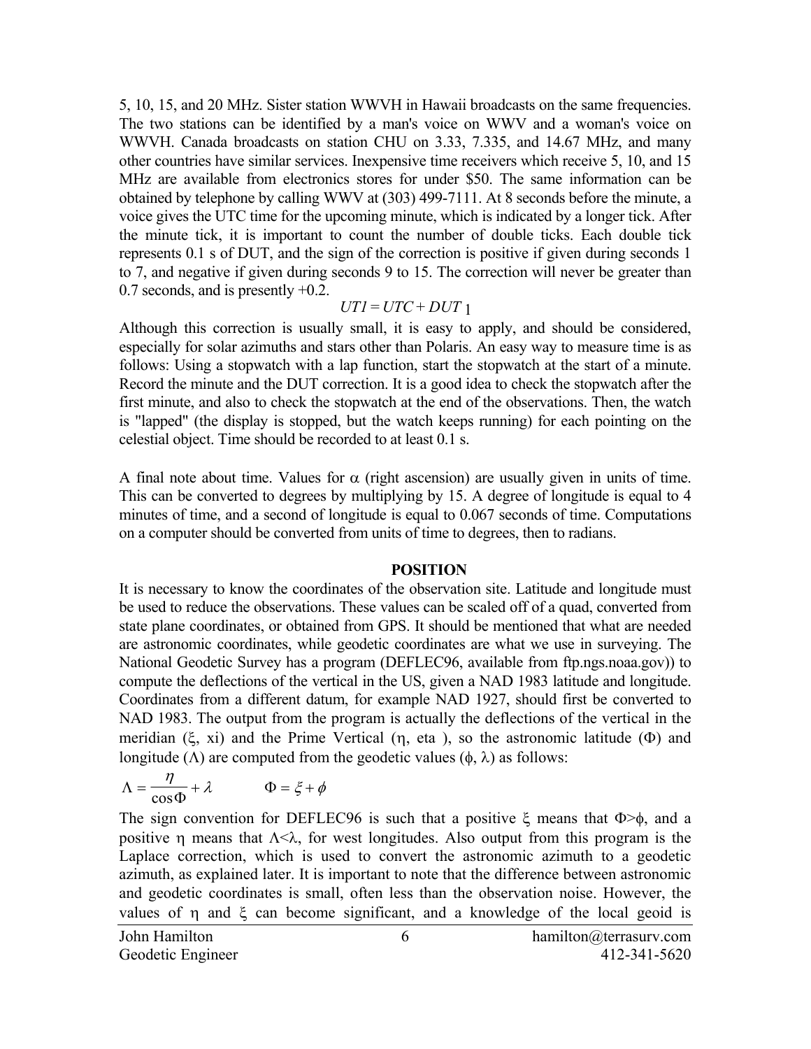5, 10, 15, and 20 MHz. Sister station WWVH in Hawaii broadcasts on the same frequencies. The two stations can be identified by a man's voice on WWV and a woman's voice on WWVH. Canada broadcasts on station CHU on 3.33, 7.335, and 14.67 MHz, and many other countries have similar services. Inexpensive time receivers which receive 5, 10, and 15 MHz are available from electronics stores for under $50. The same information can be obtained by telephone by calling WWV at (303) 499-7111. At 8 seconds before the minute, a voice gives the UTC time for the upcoming minute, which is indicated by a longer tick. After the minute tick, it is important to count the number of double ticks. Each double tick represents 0.1 s of DUT, and the sign of the correction is positive if given during seconds 1 to 7, and negative if given during seconds 9 to 15. The correction will never be greater than 0.7 seconds, and is presently +0.2.

$$UT1 = UTC + DUT\,1$$

Although this correction is usually small, it is easy to apply, and should be considered, especially for solar azimuths and stars other than Polaris. An easy way to measure time is as follows: Using a stopwatch with a lap function, start the stopwatch at the start of a minute. Record the minute and the DUT correction. It is a good idea to check the stopwatch after the first minute, and also to check the stopwatch at the end of the observations. Then, the watch is "lapped" (the display is stopped, but the watch keeps running) for each pointing on the celestial object. Time should be recorded to at least 0.1 s.

A final note about time. Values for $\alpha$ (right ascension) are usually given in units of time. This can be converted to degrees by multiplying by 15. A degree of longitude is equal to 4 minutes of time, and a second of longitude is equal to 0.067 seconds of time. Computations on a computer should be converted from units of time to degrees, then to radians.

## POSITION

It is necessary to know the coordinates of the observation site. Latitude and longitude must be used to reduce the observations. These values can be scaled off of a quad, converted from state plane coordinates, or obtained from GPS. It should be mentioned that what are needed are astronomic coordinates, while geodetic coordinates are what we use in surveying. The National Geodetic Survey has a program (DEFLEC96, available from ftp.ngs.noaa.gov)) to compute the deflections of the vertical in the US, given a NAD 1983 latitude and longitude. Coordinates from a different datum, for example NAD 1927, should first be converted to NAD 1983. The output from the program is actually the deflections of the vertical in the meridian ($\xi$, xi) and the Prime Vertical ($\eta$, eta ), so the astronomic latitude ($\Phi$) and longitude ($\Lambda$) are computed from the geodetic values ($\phi$, $\lambda$) as follows:

$$\Lambda = \frac{\eta}{\cos\Phi} + \lambda \qquad \Phi = \xi + \phi$$

The sign convention for DEFLEC96 is such that a positive $\xi$ means that $\Phi > \phi$, and a positive $\eta$ means that $\Lambda < \lambda$, for west longitudes. Also output from this program is the Laplace correction, which is used to convert the astronomic azimuth to a geodetic azimuth, as explained later. It is important to note that the difference between astronomic and geodetic coordinates is small, often less than the observation noise. However, the values of $\eta$ and $\xi$ can become significant, and a knowledge of the local geoid is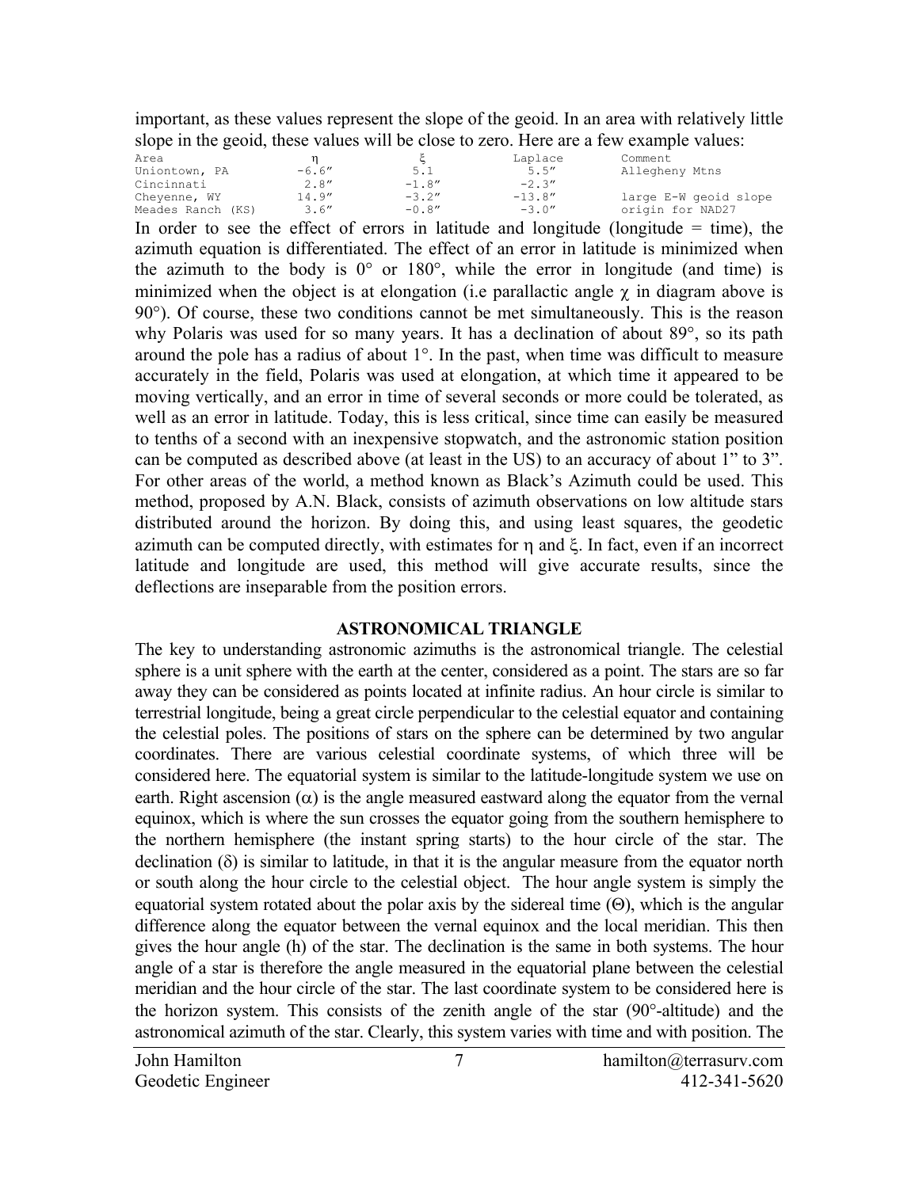important, as these values represent the slope of the geoid. In an area with relatively little slope in the geoid, these values will be close to zero. Here are a few example values:

| Area | η | ξ | Laplace | Comment |
|---|---|---|---|---|
| Uniontown, PA | −6.6″ | 5.1 | 5.5″ | Allegheny Mtns |
| Cincinnati | 2.8″ | −1.8″ | −2.3″ | |
| Cheyenne, WY | 14.9″ | −3.2″ | −13.8″ | large E-W geoid slope |
| Meades Ranch (KS) | 3.6″ | −0.8″ | −3.0″ | origin for NAD27 |

In order to see the effect of errors in latitude and longitude (longitude = time), the azimuth equation is differentiated. The effect of an error in latitude is minimized when the azimuth to the body is 0° or 180°, while the error in longitude (and time) is minimized when the object is at elongation (i.e parallactic angle $\chi$ in diagram above is 90°). Of course, these two conditions cannot be met simultaneously. This is the reason why Polaris was used for so many years. It has a declination of about 89°, so its path around the pole has a radius of about 1°. In the past, when time was difficult to measure accurately in the field, Polaris was used at elongation, at which time it appeared to be moving vertically, and an error in time of several seconds or more could be tolerated, as well as an error in latitude. Today, this is less critical, since time can easily be measured to tenths of a second with an inexpensive stopwatch, and the astronomic station position can be computed as described above (at least in the US) to an accuracy of about 1" to 3". For other areas of the world, a method known as Black's Azimuth could be used. This method, proposed by A.N. Black, consists of azimuth observations on low altitude stars distributed around the horizon. By doing this, and using least squares, the geodetic azimuth can be computed directly, with estimates for $\eta$ and $\xi$. In fact, even if an incorrect latitude and longitude are used, this method will give accurate results, since the deflections are inseparable from the position errors.

## ASTRONOMICAL TRIANGLE

The key to understanding astronomic azimuths is the astronomical triangle. The celestial sphere is a unit sphere with the earth at the center, considered as a point. The stars are so far away they can be considered as points located at infinite radius. An hour circle is similar to terrestrial longitude, being a great circle perpendicular to the celestial equator and containing the celestial poles. The positions of stars on the sphere can be determined by two angular coordinates. There are various celestial coordinate systems, of which three will be considered here. The equatorial system is similar to the latitude-longitude system we use on earth. Right ascension ($\alpha$) is the angle measured eastward along the equator from the vernal equinox, which is where the sun crosses the equator going from the southern hemisphere to the northern hemisphere (the instant spring starts) to the hour circle of the star. The declination ($\delta$) is similar to latitude, in that it is the angular measure from the equator north or south along the hour circle to the celestial object. The hour angle system is simply the equatorial system rotated about the polar axis by the sidereal time ($\Theta$), which is the angular difference along the equator between the vernal equinox and the local meridian. This then gives the hour angle (h) of the star. The declination is the same in both systems. The hour angle of a star is therefore the angle measured in the equatorial plane between the celestial meridian and the hour circle of the star. The last coordinate system to be considered here is the horizon system. This consists of the zenith angle of the star (90°-altitude) and the astronomical azimuth of the star. Clearly, this system varies with time and with position. The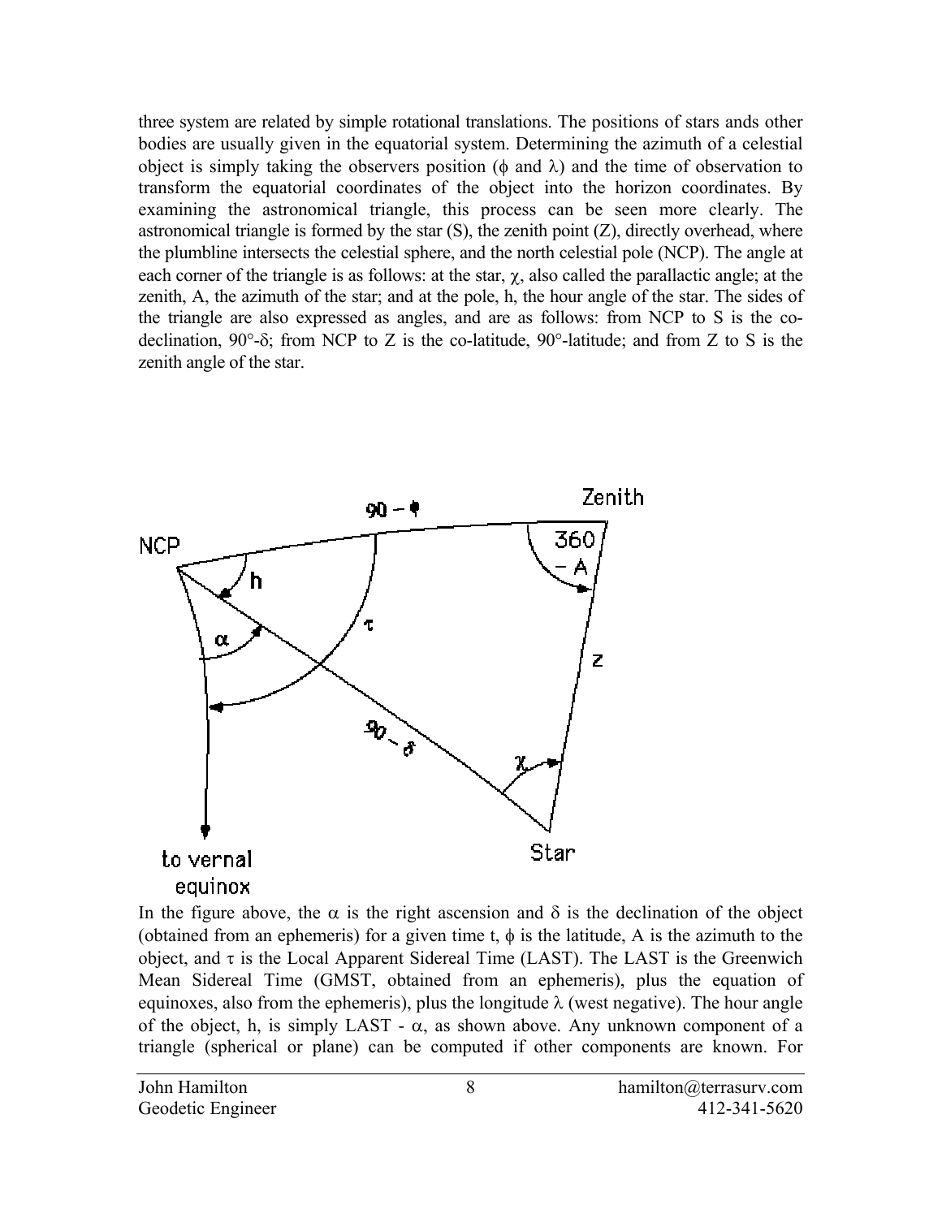three system are related by simple rotational translations. The positions of stars ands other bodies are usually given in the equatorial system. Determining the azimuth of a celestial object is simply taking the observers position ($\phi$ and $\lambda$) and the time of observation to transform the equatorial coordinates of the object into the horizon coordinates. By examining the astronomical triangle, this process can be seen more clearly. The astronomical triangle is formed by the star (S), the zenith point (Z), directly overhead, where the plumbline intersects the celestial sphere, and the north celestial pole (NCP). The angle at each corner of the triangle is as follows: at the star, $\chi$, also called the parallactic angle; at the zenith, A, the azimuth of the star; and at the pole, h, the hour angle of the star. The sides of the triangle are also expressed as angles, and are as follows: from NCP to S is the co-declination, $90°-\delta$; from NCP to Z is the co-latitude, 90°-latitude; and from Z to S is the zenith angle of the star.

In the figure above, the $\alpha$ is the right ascension and $\delta$ is the declination of the object (obtained from an ephemeris) for a given time t, $\phi$ is the latitude, A is the azimuth to the object, and $\tau$ is the Local Apparent Sidereal Time (LAST). The LAST is the Greenwich Mean Sidereal Time (GMST, obtained from an ephemeris), plus the equation of equinoxes, also from the ephemeris), plus the longitude $\lambda$ (west negative). The hour angle of the object, h, is simply LAST - $\alpha$, as shown above. Any unknown component of a triangle (spherical or plane) can be computed if other components are known. For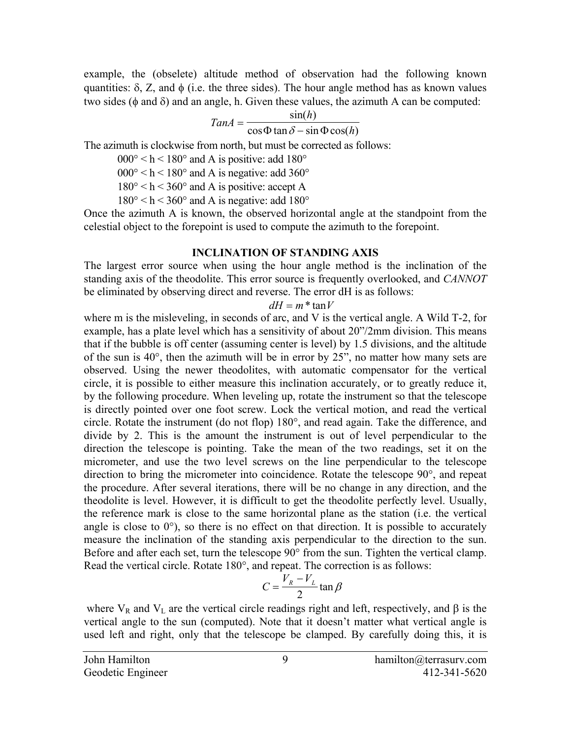example, the (obselete) altitude method of observation had the following known quantities: $\delta$, Z, and $\phi$ (i.e. the three sides). The hour angle method has as known values two sides ($\phi$ and $\delta$) and an angle, h. Given these values, the azimuth A can be computed:

$$TanA = \frac{\sin(h)}{\cos\Phi\tan\delta - \sin\Phi\cos(h)}$$

The azimuth is clockwise from north, but must be corrected as follows:

- 000° < h < 180° and A is positive: add 180°
- 000° < h < 180° and A is negative: add 360°
- 180° < h < 360° and A is positive: accept A
- 180° < h < 360° and A is negative: add 180°

Once the azimuth A is known, the observed horizontal angle at the standpoint from the celestial object to the forepoint is used to compute the azimuth to the forepoint.

## INCLINATION OF STANDING AXIS

The largest error source when using the hour angle method is the inclination of the standing axis of the theodolite. This error source is frequently overlooked, and *CANNOT* be eliminated by observing direct and reverse. The error dH is as follows:

$$dH = m * \tan V$$

where m is the misleveling, in seconds of arc, and V is the vertical angle. A Wild T-2, for example, has a plate level which has a sensitivity of about 20"/2mm division. This means that if the bubble is off center (assuming center is level) by 1.5 divisions, and the altitude of the sun is 40°, then the azimuth will be in error by 25", no matter how many sets are observed. Using the newer theodolites, with automatic compensator for the vertical circle, it is possible to either measure this inclination accurately, or to greatly reduce it, by the following procedure. When leveling up, rotate the instrument so that the telescope is directly pointed over one foot screw. Lock the vertical motion, and read the vertical circle. Rotate the instrument (do not flop) 180°, and read again. Take the difference, and divide by 2. This is the amount the instrument is out of level perpendicular to the direction the telescope is pointing. Take the mean of the two readings, set it on the micrometer, and use the two level screws on the line perpendicular to the telescope direction to bring the micrometer into coincidence. Rotate the telescope 90°, and repeat the procedure. After several iterations, there will be no change in any direction, and the theodolite is level. However, it is difficult to get the theodolite perfectly level. Usually, the reference mark is close to the same horizontal plane as the station (i.e. the vertical angle is close to 0°), so there is no effect on that direction. It is possible to accurately measure the inclination of the standing axis perpendicular to the direction to the sun. Before and after each set, turn the telescope 90° from the sun. Tighten the vertical clamp. Read the vertical circle. Rotate 180°, and repeat. The correction is as follows:

$$C = \frac{V_R - V_L}{2}\tan\beta$$

where $V_R$ and $V_L$ are the vertical circle readings right and left, respectively, and $\beta$ is the vertical angle to the sun (computed). Note that it doesn't matter what vertical angle is used left and right, only that the telescope be clamped. By carefully doing this, it is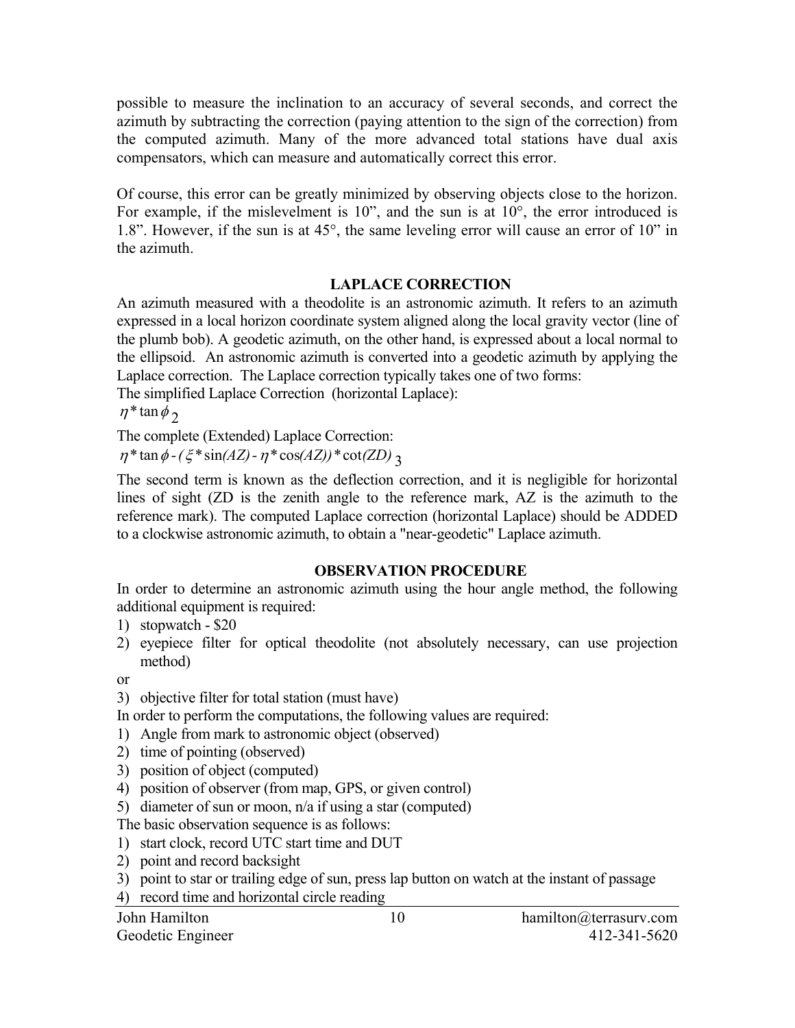possible to measure the inclination to an accuracy of several seconds, and correct the azimuth by subtracting the correction (paying attention to the sign of the correction) from the computed azimuth. Many of the more advanced total stations have dual axis compensators, which can measure and automatically correct this error.

Of course, this error can be greatly minimized by observing objects close to the horizon. For example, if the mislevelment is 10", and the sun is at 10°, the error introduced is 1.8". However, if the sun is at 45°, the same leveling error will cause an error of 10" in the azimuth.

## LAPLACE CORRECTION

An azimuth measured with a theodolite is an astronomic azimuth. It refers to an azimuth expressed in a local horizon coordinate system aligned along the local gravity vector (line of the plumb bob). A geodetic azimuth, on the other hand, is expressed about a local normal to the ellipsoid. An astronomic azimuth is converted into a geodetic azimuth by applying the Laplace correction. The Laplace correction typically takes one of two forms:

The simplified Laplace Correction (horizontal Laplace):

$$\eta * \tan\phi \qquad (2)$$

The complete (Extended) Laplace Correction:

$$\eta * \tan\phi - (\xi * \sin(AZ) - \eta * \cos(AZ)) * \cot(ZD) \qquad (3)$$

The second term is known as the deflection correction, and it is negligible for horizontal lines of sight (ZD is the zenith angle to the reference mark, AZ is the azimuth to the reference mark). The computed Laplace correction (horizontal Laplace) should be ADDED to a clockwise astronomic azimuth, to obtain a "near-geodetic" Laplace azimuth.

## OBSERVATION PROCEDURE

In order to determine an astronomic azimuth using the hour angle method, the following additional equipment is required:

1) stopwatch - $20
2) eyepiece filter for optical theodolite (not absolutely necessary, can use projection method)

or

3) objective filter for total station (must have)

In order to perform the computations, the following values are required:

1) Angle from mark to astronomic object (observed)
2) time of pointing (observed)
3) position of object (computed)
4) position of observer (from map, GPS, or given control)
5) diameter of sun or moon, n/a if using a star (computed)

The basic observation sequence is as follows:

1) start clock, record UTC start time and DUT
2) point and record backsight
3) point to star or trailing edge of sun, press lap button on watch at the instant of passage
4) record time and horizontal circle reading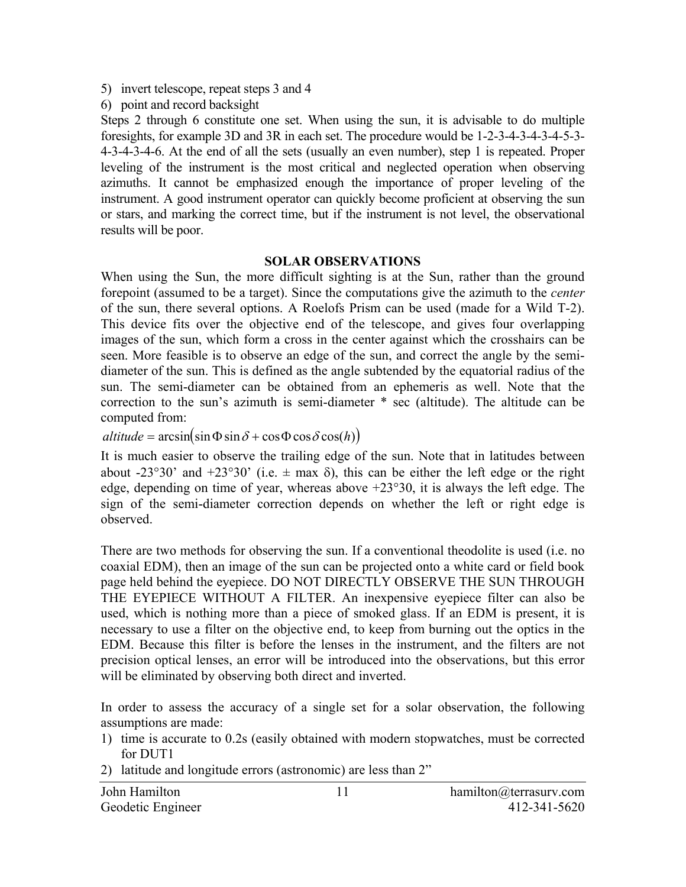5) invert telescope, repeat steps 3 and 4
6) point and record backsight

Steps 2 through 6 constitute one set. When using the sun, it is advisable to do multiple foresights, for example 3D and 3R in each set. The procedure would be 1-2-3-4-3-4-3-4-5-3-4-3-4-3-4-6. At the end of all the sets (usually an even number), step 1 is repeated. Proper leveling of the instrument is the most critical and neglected operation when observing azimuths. It cannot be emphasized enough the importance of proper leveling of the instrument. A good instrument operator can quickly become proficient at observing the sun or stars, and marking the correct time, but if the instrument is not level, the observational results will be poor.

## SOLAR OBSERVATIONS

When using the Sun, the more difficult sighting is at the Sun, rather than the ground forepoint (assumed to be a target). Since the computations give the azimuth to the *center* of the sun, there several options. A Roelofs Prism can be used (made for a Wild T-2). This device fits over the objective end of the telescope, and gives four overlapping images of the sun, which form a cross in the center against which the crosshairs can be seen. More feasible is to observe an edge of the sun, and correct the angle by the semi-diameter of the sun. This is defined as the angle subtended by the equatorial radius of the sun. The semi-diameter can be obtained from an ephemeris as well. Note that the correction to the sun's azimuth is semi-diameter * sec (altitude). The altitude can be computed from:

$$altitude = \arcsin\left(\sin\Phi\sin\delta + \cos\Phi\cos\delta\cos(h)\right)$$

It is much easier to observe the trailing edge of the sun. Note that in latitudes between about -23°30' and +23°30' (i.e. ± max $\delta$), this can be either the left edge or the right edge, depending on time of year, whereas above +23°30, it is always the left edge. The sign of the semi-diameter correction depends on whether the left or right edge is observed.

There are two methods for observing the sun. If a conventional theodolite is used (i.e. no coaxial EDM), then an image of the sun can be projected onto a white card or field book page held behind the eyepiece. DO NOT DIRECTLY OBSERVE THE SUN THROUGH THE EYEPIECE WITHOUT A FILTER. An inexpensive eyepiece filter can also be used, which is nothing more than a piece of smoked glass. If an EDM is present, it is necessary to use a filter on the objective end, to keep from burning out the optics in the EDM. Because this filter is before the lenses in the instrument, and the filters are not precision optical lenses, an error will be introduced into the observations, but this error will be eliminated by observing both direct and inverted.

In order to assess the accuracy of a single set for a solar observation, the following assumptions are made:

1) time is accurate to 0.2s (easily obtained with modern stopwatches, must be corrected for DUT1
2) latitude and longitude errors (astronomic) are less than 2"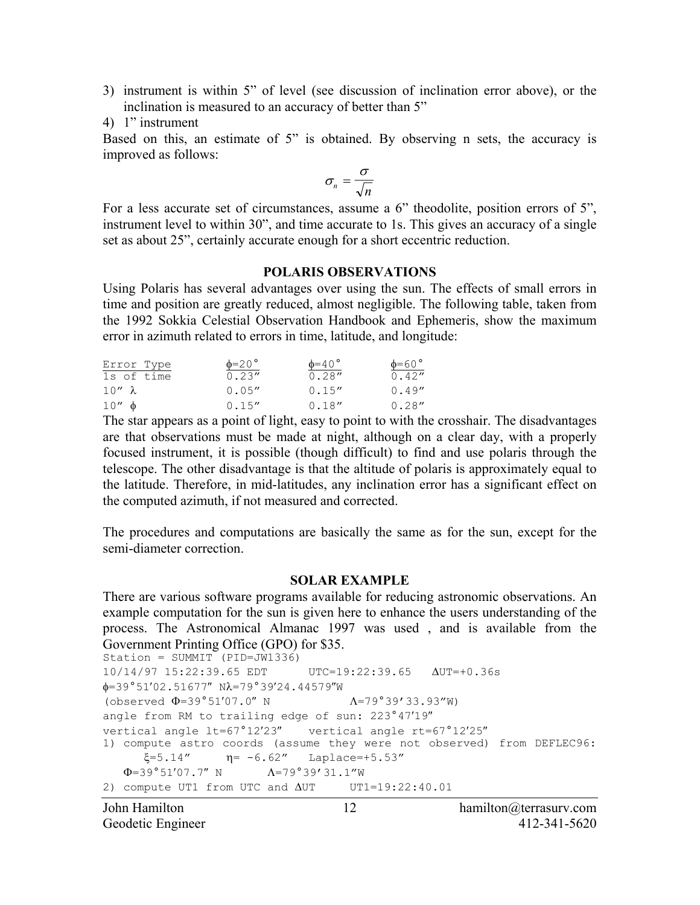3) instrument is within 5" of level (see discussion of inclination error above), or the inclination is measured to an accuracy of better than 5"
4) 1" instrument

Based on this, an estimate of 5" is obtained. By observing n sets, the accuracy is improved as follows:

$$\sigma_n = \frac{\sigma}{\sqrt{n}}$$

For a less accurate set of circumstances, assume a 6" theodolite, position errors of 5", instrument level to within 30", and time accurate to 1s. This gives an accuracy of a single set as about 25", certainly accurate enough for a short eccentric reduction.

**POLARIS OBSERVATIONS**

Using Polaris has several advantages over using the sun. The effects of small errors in time and position are greatly reduced, almost negligible. The following table, taken from the 1992 Sokkia Celestial Observation Handbook and Ephemeris, show the maximum error in azimuth related to errors in time, latitude, and longitude:

| Error Type | $\phi$=20° | $\phi$=40° | $\phi$=60° |
|---|---|---|---|
| 1s of time | 0.23″ | 0.28″ | 0.42″ |
| 10″ $\lambda$ | 0.05″ | 0.15″ | 0.49″ |
| 10″ $\phi$ | 0.15″ | 0.18″ | 0.28″ |

The star appears as a point of light, easy to point to with the crosshair. The disadvantages are that observations must be made at night, although on a clear day, with a properly focused instrument, it is possible (though difficult) to find and use polaris through the telescope. The other disadvantage is that the altitude of polaris is approximately equal to the latitude. Therefore, in mid-latitudes, any inclination error has a significant effect on the computed azimuth, if not measured and corrected.

The procedures and computations are basically the same as for the sun, except for the semi-diameter correction.

**SOLAR EXAMPLE**

There are various software programs available for reducing astronomic observations. An example computation for the sun is given here to enhance the users understanding of the process. The Astronomical Almanac 1997 was used , and is available from the Government Printing Office (GPO) for $35.

```
Station = SUMMIT (PID=JW1336)
10/14/97 15:22:39.65 EDT      UTC=19:22:39.65   ΔUT=+0.36s
φ=39°51′02.51677″ Nλ=79°39′24.44579″W
(observed Φ=39°51′07.0″ N           Λ=79°39′33.93″W)
angle from RM to trailing edge of sun: 223°47′19″
vertical angle lt=67°12′23″    vertical angle rt=67°12′25″
1) compute astro coords (assume they were not observed) from DEFLEC96:
      ξ=5.14″     η= -6.62″   Laplace=+5.53″
   Φ=39°51′07.7″ N       Λ=79°39′31.1″W
2) compute UT1 from UTC and ΔUT     UT1=19:22:40.01
```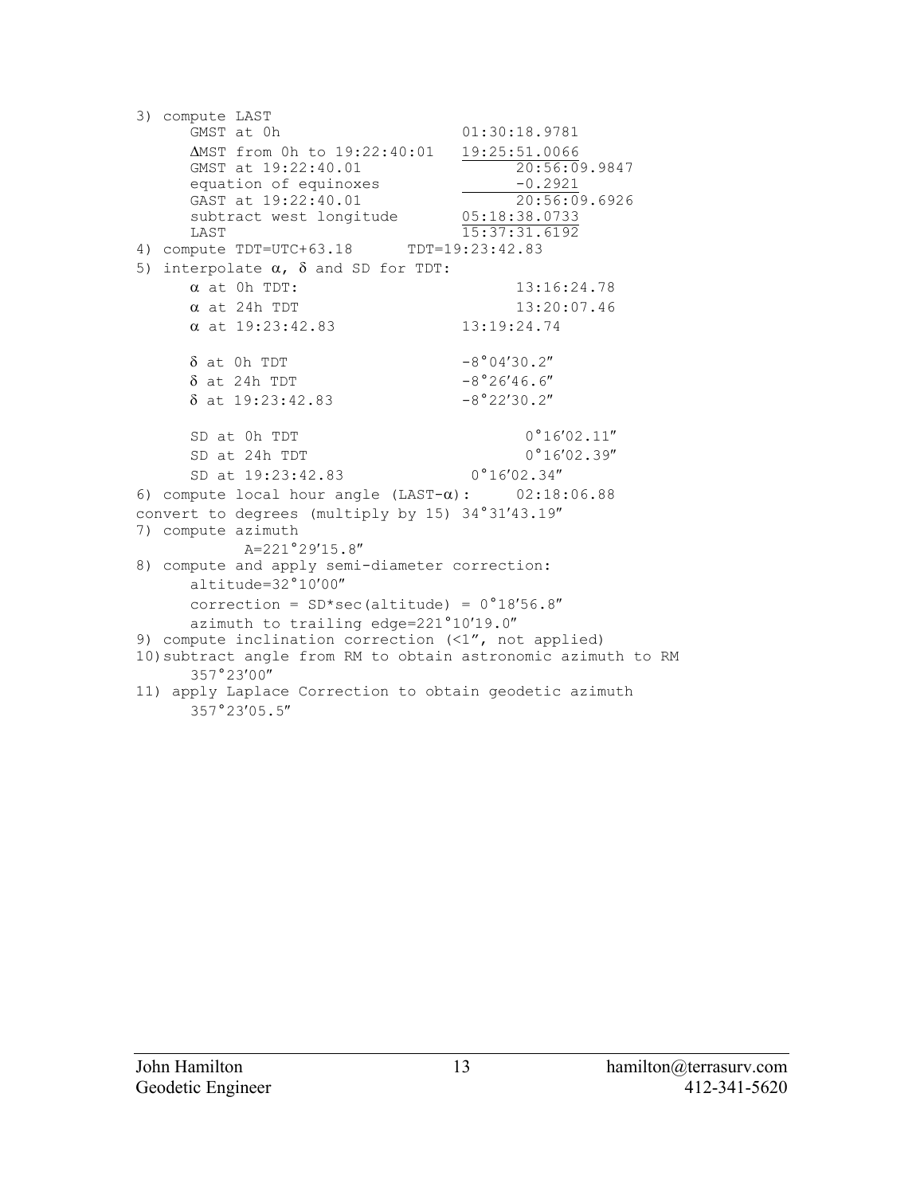```
3) compute LAST
      GMST at 0h                          01:30:18.9781
      ΔMST from 0h to 19:22:40:01         19:25:51.0066
      GMST at 19:22:40.01                        20:56:09.9847
      equation of equinoxes                      -0.2921
      GAST at 19:22:40.01                        20:56:09.6926
      subtract west longitude             05:18:38.0733
      LAST                                15:37:31.6192
4) compute TDT=UTC+63.18        TDT=19:23:42.83
5) interpolate α, δ and SD for TDT:
      α at 0h TDT:                               13:16:24.78
      α at 24h TDT                               13:20:07.46
      α at 19:23:42.83                    13:19:24.74

      δ at 0h TDT                         -8°04′30.2″
      δ at 24h TDT                        -8°26′46.6″
      δ at 19:23:42.83                    -8°22′30.2″

      SD at 0h TDT                               0°16′02.11″
      SD at 24h TDT                              0°16′02.39″
      SD at 19:23:42.83                    0°16′02.34″
6) compute local hour angle (LAST-α):     02:18:06.88
convert to degrees (multiply by 15) 34°31′43.19″
7) compute azimuth
            A=221°29′15.8″
8) compute and apply semi-diameter correction:
      altitude=32°10′00″
      correction = SD*sec(altitude) = 0°18′56.8″
      azimuth to trailing edge=221°10′19.0″
9) compute inclination correction (<1″, not applied)
10)subtract angle from RM to obtain astronomic azimuth to RM
      357°23′00″
11) apply Laplace Correction to obtain geodetic azimuth
      357°23′05.5″
```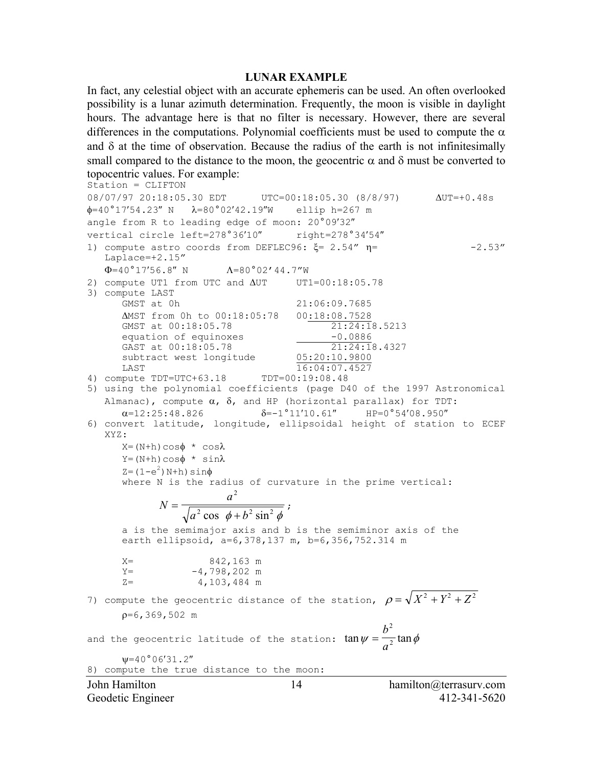## LUNAR EXAMPLE

In fact, any celestial object with an accurate ephemeris can be used. An often overlooked possibility is a lunar azimuth determination. Frequently, the moon is visible in daylight hours. The advantage here is that no filter is necessary. However, there are several differences in the computations. Polynomial coefficients must be used to compute the $\alpha$ and $\delta$ at the time of observation. Because the radius of the earth is not infinitesimally small compared to the distance to the moon, the geocentric $\alpha$ and $\delta$ must be converted to topocentric values. For example:

```
Station = CLIFTON
08/07/97 20:18:05.30 EDT      UTC=00:18:05.30 (8/8/97)      ΔUT=+0.48s
φ=40°17′54.23″ N   λ=80°02′42.19″W    ellip h=267 m
angle from R to leading edge of moon: 20°09′32″
vertical circle left=278°36′10″      right=278°34′54″
1) compute astro coords from DEFLEC96: ξ= 2.54″ η=          -2.53″
   Laplace=+2.15″
   Φ=40°17′56.8″ N       Λ=80°02′44.7″W
2) compute UT1 from UTC and ΔUT     UT1=00:18:05.78
3) compute LAST
     GMST at 0h                     21:06:09.7685
     ΔMST from 0h to 00:18:05:78    00:18:08.7528
     GMST at 00:18:05.78                  21:24:18.5213
     equation of equinoxes                -0.0886
     GAST at 00:18:05.78                  21:24:18.4327
     subtract west longitude        05:20:10.9800
     LAST                           16:04:07.4527
4) compute TDT=UTC+63.18      TDT=00:19:08.48
5) using the polynomial coefficients (page D40 of the 1997 Astronomical
   Almanac), compute α, δ, and HP (horizontal parallax) for TDT:
     α=12:25:48.826          δ=-1°11′10.61″     HP=0°54′08.950″
6) convert latitude, longitude, ellipsoidal height of station to ECEF
   XYZ:
     X=(N+h)cosφ * cosλ
     Y=(N+h)cosφ * sinλ
     Z=(1-e²)N+h)sinφ
     where N is the radius of curvature in the prime vertical:
```

$$N = \frac{a^2}{\sqrt{a^2 \cos\ \phi + b^2 \sin^2 \phi}};$$

```
     a is the semimajor axis and b is the semiminor axis of the
     earth ellipsoid, a=6,378,137 m, b=6,356,752.314 m

     X=            842,163 m
     Y=         -4,798,202 m
     Z=          4,103,484 m
```

7) compute the geocentric distance of the station, $\rho = \sqrt{X^2 + Y^2 + Z^2}$

ρ=6,369,502 m

and the geocentric latitude of the station: $\tan\psi = \frac{b^2}{a^2}\tan\phi$

ψ=40°06′31.2″

8) compute the true distance to the moon: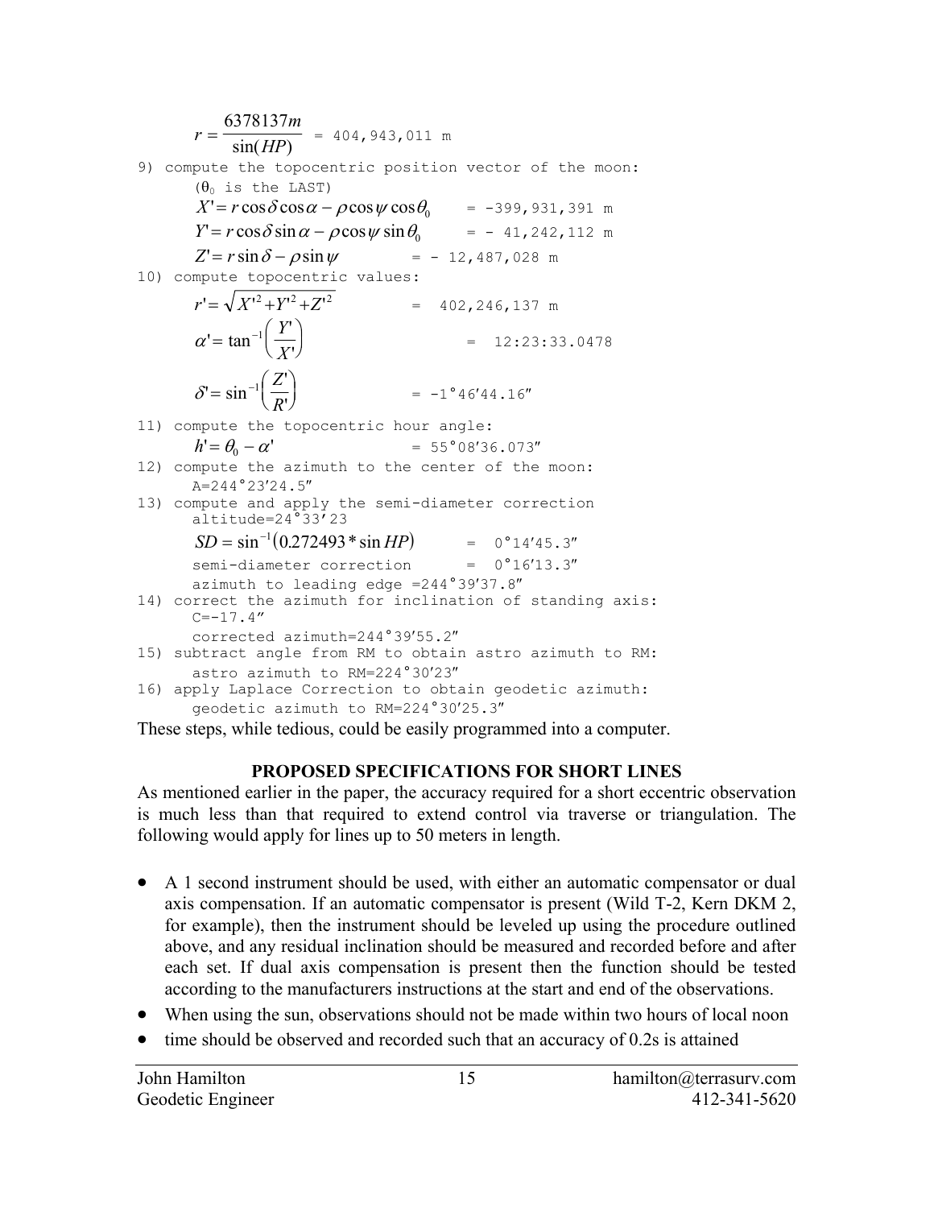$$r = \frac{6378137m}{\sin(HP)}$$ = 404,943,011 m

9) compute the topocentric position vector of the moon:

   ($\theta_0$ is the LAST)

   $X' = r\cos\delta\cos\alpha - \rho\cos\psi\cos\theta_0$ = -399,931,391 m

   $Y' = r\cos\delta\sin\alpha - \rho\cos\psi\sin\theta_0$ = - 41,242,112 m

   $Z' = r\sin\delta - \rho\sin\psi$ = - 12,487,028 m

10) compute topocentric values:

   $r' = \sqrt{X'^2 + Y'^2 + Z'^2}$ = 402,246,137 m

   $\alpha' = \tan^{-1}\left(\frac{Y'}{X'}\right)$ = 12:23:33.0478

   $\delta' = \sin^{-1}\left(\frac{Z'}{R'}\right)$ = -1°46′44.16″

11) compute the topocentric hour angle:

   $h' = \theta_0 - \alpha'$ = 55°08′36.073″

12) compute the azimuth to the center of the moon:

   A=244°23′24.5″

13) compute and apply the semi-diameter correction

   altitude=24°33′23

   $SD = \sin^{-1}(0.272493 * \sin HP)$ = 0°14′45.3″

   semi-diameter correction = 0°16′13.3″

   azimuth to leading edge =244°39′37.8″

14) correct the azimuth for inclination of standing axis:

   C=-17.4″

   corrected azimuth=244°39′55.2″

15) subtract angle from RM to obtain astro azimuth to RM:

   astro azimuth to RM=224°30′23″

16) apply Laplace Correction to obtain geodetic azimuth:

   geodetic azimuth to RM=224°30′25.3″

These steps, while tedious, could be easily programmed into a computer.

## PROPOSED SPECIFICATIONS FOR SHORT LINES

As mentioned earlier in the paper, the accuracy required for a short eccentric observation is much less than that required to extend control via traverse or triangulation. The following would apply for lines up to 50 meters in length.

- A 1 second instrument should be used, with either an automatic compensator or dual axis compensation. If an automatic compensator is present (Wild T-2, Kern DKM 2, for example), then the instrument should be leveled up using the procedure outlined above, and any residual inclination should be measured and recorded before and after each set. If dual axis compensation is present then the function should be tested according to the manufacturers instructions at the start and end of the observations.
- When using the sun, observations should not be made within two hours of local noon
- time should be observed and recorded such that an accuracy of 0.2s is attained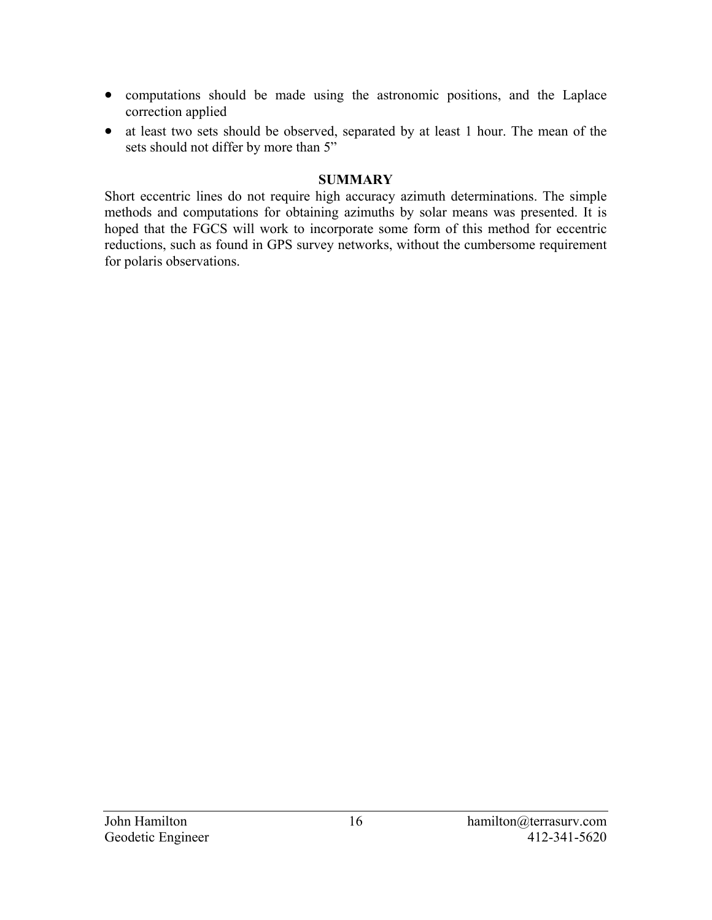- computations should be made using the astronomic positions, and the Laplace correction applied
- at least two sets should be observed, separated by at least 1 hour. The mean of the sets should not differ by more than 5”

## SUMMARY

Short eccentric lines do not require high accuracy azimuth determinations. The simple methods and computations for obtaining azimuths by solar means was presented. It is hoped that the FGCS will work to incorporate some form of this method for eccentric reductions, such as found in GPS survey networks, without the cumbersome requirement for polaris observations.